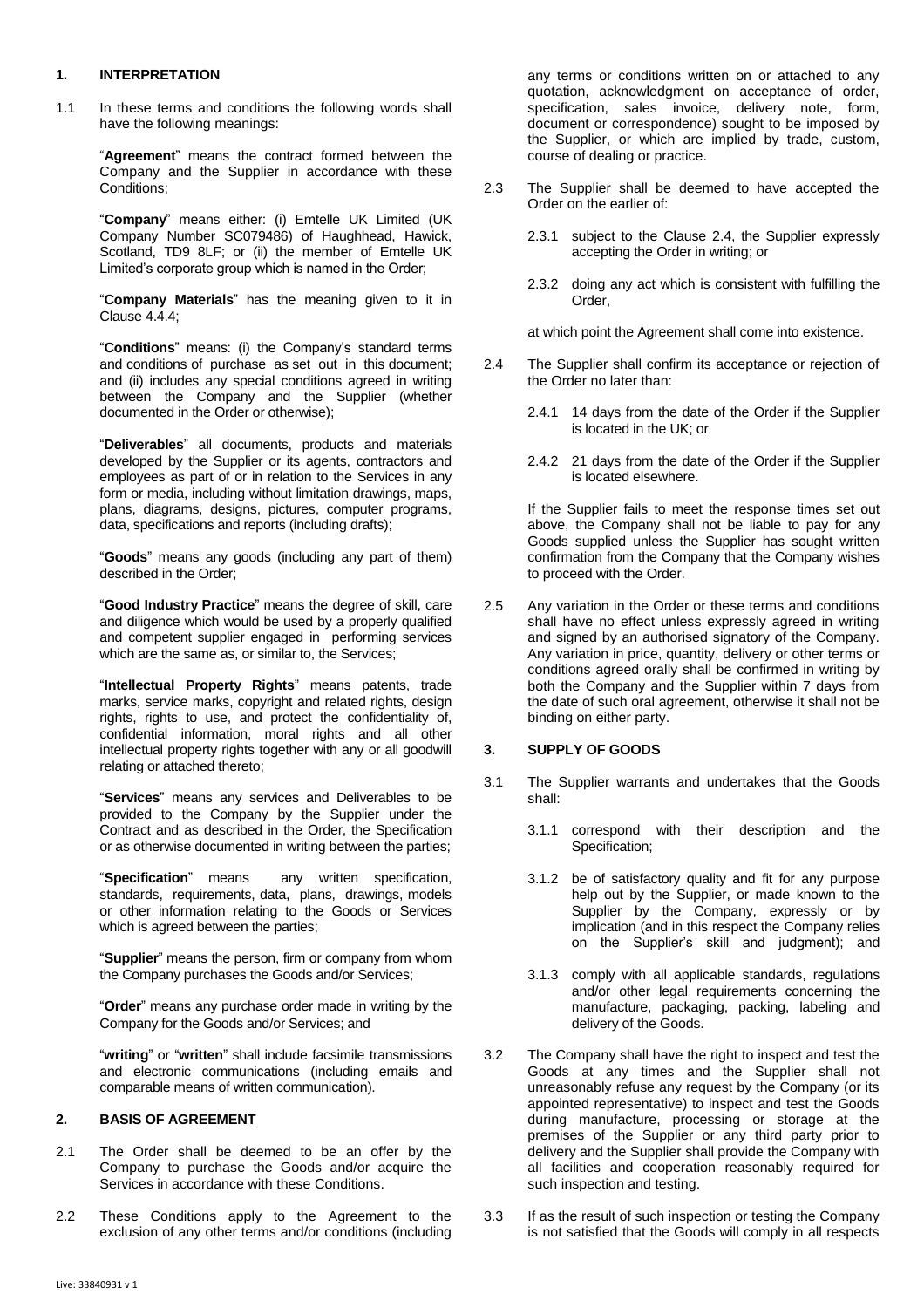## 1. INTERPRETATION

1.1 In these terms and conditions the following words shall have the following meanings:

"**Agreement**" means the contract formed between the Company and the Supplier in accordance with these Conditions;

"**Company**" means either: (i) Emtelle UK Limited (UK Company Number SC079486) of Haughhead, Hawick, Scotland, TD9 8LF; or (ii) the member of Emtelle UK Limited's corporate group which is named in the Order;

"**Company Materials**" has the meaning given to it in Clause 4.4.4;

"**Conditions**" means: (i) the Company's standard terms and conditions of purchase as set out in this document; and (ii) includes any special conditions agreed in writing between the Company and the Supplier (whether documented in the Order or otherwise);

"**Deliverables**" all documents, products and materials developed by the Supplier or its agents, contractors and employees as part of or in relation to the Services in any form or media, including without limitation drawings, maps, plans, diagrams, designs, pictures, computer programs, data, specifications and reports (including drafts);

"**Goods**" means any goods (including any part of them) described in the Order;

"**Good Industry Practice**" means the degree of skill, care and diligence which would be used by a properly qualified and competent supplier engaged in performing services which are the same as, or similar to, the Services;

"**Intellectual Property Rights**" means patents, trade marks, service marks, copyright and related rights, design rights, rights to use, and protect the confidentiality of, confidential information, moral rights and all other intellectual property rights together with any or all goodwill relating or attached thereto;

"**Services**" means any services and Deliverables to be provided to the Company by the Supplier under the Contract and as described in the Order, the Specification or as otherwise documented in writing between the parties;

"**Specification**" means any written specification, standards, requirements, data, plans, drawings, models or other information relating to the Goods or Services which is agreed between the parties;

"**Supplier**" means the person, firm or company from whom the Company purchases the Goods and/or Services;

"**Order**" means any purchase order made in writing by the Company for the Goods and/or Services; and

"**writing**" or "**written**" shall include facsimile transmissions and electronic communications (including emails and comparable means of written communication).

## 2. BASIS OF AGREEMENT

2.1 The Order shall be deemed to be an offer by the Company to purchase the Goods and/or acquire the Services in accordance with these Conditions.

2.2 These Conditions apply to the Agreement to the exclusion of any other terms and/or conditions (including any terms or conditions written on or attached to any quotation, acknowledgment on acceptance of order, specification, sales invoice, delivery note, form, document or correspondence) sought to be imposed by the Supplier, or which are implied by trade, custom, course of dealing or practice.

2.3 The Supplier shall be deemed to have accepted the Order on the earlier of:

2.3.1 subject to the Clause 2.4, the Supplier expressly accepting the Order in writing; or

2.3.2 doing any act which is consistent with fulfilling the Order,

at which point the Agreement shall come into existence.

2.4 The Supplier shall confirm its acceptance or rejection of the Order no later than:

2.4.1 14 days from the date of the Order if the Supplier is located in the UK; or

2.4.2 21 days from the date of the Order if the Supplier is located elsewhere.

If the Supplier fails to meet the response times set out above, the Company shall not be liable to pay for any Goods supplied unless the Supplier has sought written confirmation from the Company that the Company wishes to proceed with the Order.

2.5 Any variation in the Order or these terms and conditions shall have no effect unless expressly agreed in writing and signed by an authorised signatory of the Company. Any variation in price, quantity, delivery or other terms or conditions agreed orally shall be confirmed in writing by both the Company and the Supplier within 7 days from the date of such oral agreement, otherwise it shall not be binding on either party.

## 3. SUPPLY OF GOODS

3.1 The Supplier warrants and undertakes that the Goods shall:

3.1.1 correspond with their description and the Specification;

3.1.2 be of satisfactory quality and fit for any purpose help out by the Supplier, or made known to the Supplier by the Company, expressly or by implication (and in this respect the Company relies on the Supplier's skill and judgment); and

3.1.3 comply with all applicable standards, regulations and/or other legal requirements concerning the manufacture, packaging, packing, labeling and delivery of the Goods.

3.2 The Company shall have the right to inspect and test the Goods at any times and the Supplier shall not unreasonably refuse any request by the Company (or its appointed representative) to inspect and test the Goods during manufacture, processing or storage at the premises of the Supplier or any third party prior to delivery and the Supplier shall provide the Company with all facilities and cooperation reasonably required for such inspection and testing.

3.3 If as the result of such inspection or testing the Company is not satisfied that the Goods will comply in all respects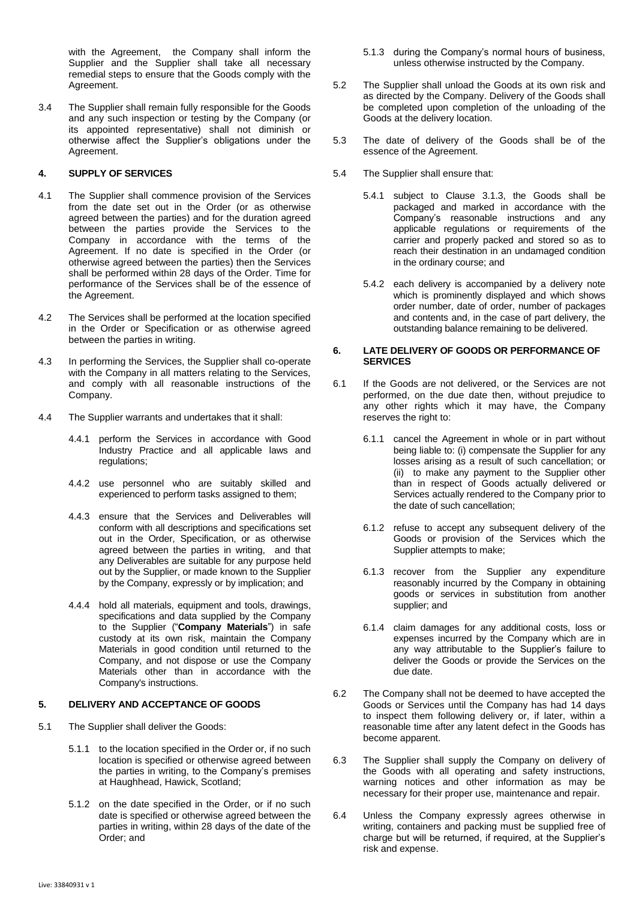with the Agreement, the Company shall inform the Supplier and the Supplier shall take all necessary remedial steps to ensure that the Goods comply with the Agreement.

3.4 The Supplier shall remain fully responsible for the Goods and any such inspection or testing by the Company (or its appointed representative) shall not diminish or otherwise affect the Supplier's obligations under the Agreement.

## 4. SUPPLY OF SERVICES

4.1 The Supplier shall commence provision of the Services from the date set out in the Order (or as otherwise agreed between the parties) and for the duration agreed between the parties provide the Services to the Company in accordance with the terms of the Agreement. If no date is specified in the Order (or otherwise agreed between the parties) then the Services shall be performed within 28 days of the Order. Time for performance of the Services shall be of the essence of the Agreement.

4.2 The Services shall be performed at the location specified in the Order or Specification or as otherwise agreed between the parties in writing.

4.3 In performing the Services, the Supplier shall co-operate with the Company in all matters relating to the Services, and comply with all reasonable instructions of the Company.

4.4 The Supplier warrants and undertakes that it shall:

4.4.1 perform the Services in accordance with Good Industry Practice and all applicable laws and regulations;

4.4.2 use personnel who are suitably skilled and experienced to perform tasks assigned to them;

4.4.3 ensure that the Services and Deliverables will conform with all descriptions and specifications set out in the Order, Specification, or as otherwise agreed between the parties in writing, and that any Deliverables are suitable for any purpose held out by the Supplier, or made known to the Supplier by the Company, expressly or by implication; and

4.4.4 hold all materials, equipment and tools, drawings, specifications and data supplied by the Company to the Supplier ("**Company Materials**") in safe custody at its own risk, maintain the Company Materials in good condition until returned to the Company, and not dispose or use the Company Materials other than in accordance with the Company's instructions.

## 5. DELIVERY AND ACCEPTANCE OF GOODS

5.1 The Supplier shall deliver the Goods:

5.1.1 to the location specified in the Order or, if no such location is specified or otherwise agreed between the parties in writing, to the Company's premises at Haughhead, Hawick, Scotland;

5.1.2 on the date specified in the Order, or if no such date is specified or otherwise agreed between the parties in writing, within 28 days of the date of the Order; and

5.1.3 during the Company's normal hours of business, unless otherwise instructed by the Company.

5.2 The Supplier shall unload the Goods at its own risk and as directed by the Company. Delivery of the Goods shall be completed upon completion of the unloading of the Goods at the delivery location.

5.3 The date of delivery of the Goods shall be of the essence of the Agreement.

5.4 The Supplier shall ensure that:

5.4.1 subject to Clause 3.1.3, the Goods shall be packaged and marked in accordance with the Company's reasonable instructions and any applicable regulations or requirements of the carrier and properly packed and stored so as to reach their destination in an undamaged condition in the ordinary course; and

5.4.2 each delivery is accompanied by a delivery note which is prominently displayed and which shows order number, date of order, number of packages and contents and, in the case of part delivery, the outstanding balance remaining to be delivered.

## 6. LATE DELIVERY OF GOODS OR PERFORMANCE OF SERVICES

6.1 If the Goods are not delivered, or the Services are not performed, on the due date then, without prejudice to any other rights which it may have, the Company reserves the right to:

6.1.1 cancel the Agreement in whole or in part without being liable to: (i) compensate the Supplier for any losses arising as a result of such cancellation; or (ii) to make any payment to the Supplier other than in respect of Goods actually delivered or Services actually rendered to the Company prior to the date of such cancellation;

6.1.2 refuse to accept any subsequent delivery of the Goods or provision of the Services which the Supplier attempts to make;

6.1.3 recover from the Supplier any expenditure reasonably incurred by the Company in obtaining goods or services in substitution from another supplier; and

6.1.4 claim damages for any additional costs, loss or expenses incurred by the Company which are in any way attributable to the Supplier's failure to deliver the Goods or provide the Services on the due date.

6.2 The Company shall not be deemed to have accepted the Goods or Services until the Company has had 14 days to inspect them following delivery or, if later, within a reasonable time after any latent defect in the Goods has become apparent.

6.3 The Supplier shall supply the Company on delivery of the Goods with all operating and safety instructions, warning notices and other information as may be necessary for their proper use, maintenance and repair.

6.4 Unless the Company expressly agrees otherwise in writing, containers and packing must be supplied free of charge but will be returned, if required, at the Supplier's risk and expense.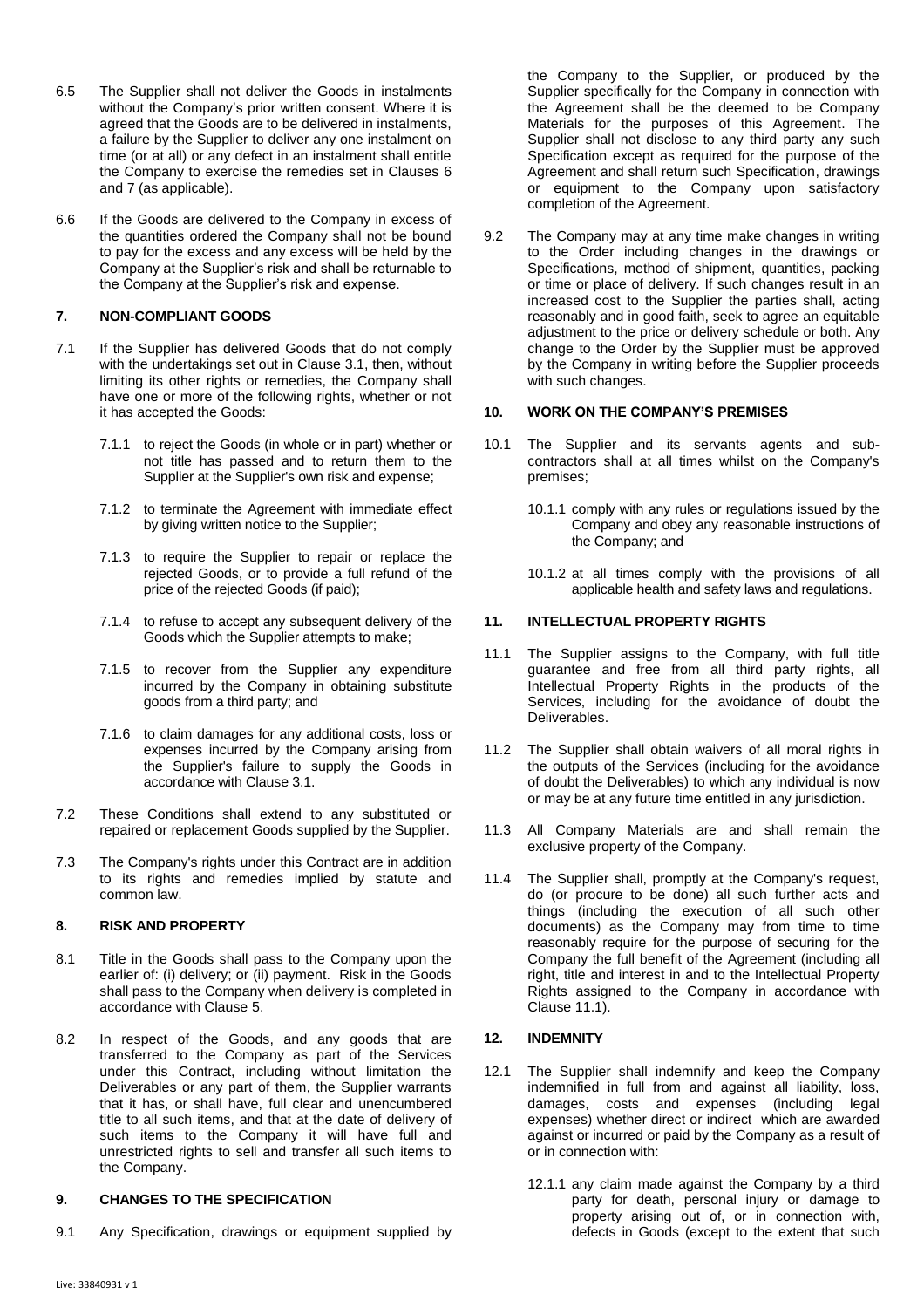6.5 The Supplier shall not deliver the Goods in instalments without the Company's prior written consent. Where it is agreed that the Goods are to be delivered in instalments, a failure by the Supplier to deliver any one instalment on time (or at all) or any defect in an instalment shall entitle the Company to exercise the remedies set in Clauses 6 and 7 (as applicable).

6.6 If the Goods are delivered to the Company in excess of the quantities ordered the Company shall not be bound to pay for the excess and any excess will be held by the Company at the Supplier's risk and shall be returnable to the Company at the Supplier's risk and expense.

## 7. NON-COMPLIANT GOODS

7.1 If the Supplier has delivered Goods that do not comply with the undertakings set out in Clause 3.1, then, without limiting its other rights or remedies, the Company shall have one or more of the following rights, whether or not it has accepted the Goods:

7.1.1 to reject the Goods (in whole or in part) whether or not title has passed and to return them to the Supplier at the Supplier's own risk and expense;

7.1.2 to terminate the Agreement with immediate effect by giving written notice to the Supplier;

7.1.3 to require the Supplier to repair or replace the rejected Goods, or to provide a full refund of the price of the rejected Goods (if paid);

7.1.4 to refuse to accept any subsequent delivery of the Goods which the Supplier attempts to make;

7.1.5 to recover from the Supplier any expenditure incurred by the Company in obtaining substitute goods from a third party; and

7.1.6 to claim damages for any additional costs, loss or expenses incurred by the Company arising from the Supplier's failure to supply the Goods in accordance with Clause 3.1.

7.2 These Conditions shall extend to any substituted or repaired or replacement Goods supplied by the Supplier.

7.3 The Company's rights under this Contract are in addition to its rights and remedies implied by statute and common law.

## 8. RISK AND PROPERTY

8.1 Title in the Goods shall pass to the Company upon the earlier of: (i) delivery; or (ii) payment. Risk in the Goods shall pass to the Company when delivery is completed in accordance with Clause 5.

8.2 In respect of the Goods, and any goods that are transferred to the Company as part of the Services under this Contract, including without limitation the Deliverables or any part of them, the Supplier warrants that it has, or shall have, full clear and unencumbered title to all such items, and that at the date of delivery of such items to the Company it will have full and unrestricted rights to sell and transfer all such items to the Company.

## 9. CHANGES TO THE SPECIFICATION

9.1 Any Specification, drawings or equipment supplied by the Company to the Supplier, or produced by the Supplier specifically for the Company in connection with the Agreement shall be the deemed to be Company Materials for the purposes of this Agreement. The Supplier shall not disclose to any third party any such Specification except as required for the purpose of the Agreement and shall return such Specification, drawings or equipment to the Company upon satisfactory completion of the Agreement.

9.2 The Company may at any time make changes in writing to the Order including changes in the drawings or Specifications, method of shipment, quantities, packing or time or place of delivery. If such changes result in an increased cost to the Supplier the parties shall, acting reasonably and in good faith, seek to agree an equitable adjustment to the price or delivery schedule or both. Any change to the Order by the Supplier must be approved by the Company in writing before the Supplier proceeds with such changes.

## 10. WORK ON THE COMPANY'S PREMISES

10.1 The Supplier and its servants agents and sub-contractors shall at all times whilst on the Company's premises;

10.1.1 comply with any rules or regulations issued by the Company and obey any reasonable instructions of the Company; and

10.1.2 at all times comply with the provisions of all applicable health and safety laws and regulations.

## 11. INTELLECTUAL PROPERTY RIGHTS

11.1 The Supplier assigns to the Company, with full title guarantee and free from all third party rights, all Intellectual Property Rights in the products of the Services, including for the avoidance of doubt the Deliverables.

11.2 The Supplier shall obtain waivers of all moral rights in the outputs of the Services (including for the avoidance of doubt the Deliverables) to which any individual is now or may be at any future time entitled in any jurisdiction.

11.3 All Company Materials are and shall remain the exclusive property of the Company.

11.4 The Supplier shall, promptly at the Company's request, do (or procure to be done) all such further acts and things (including the execution of all such other documents) as the Company may from time to time reasonably require for the purpose of securing for the Company the full benefit of the Agreement (including all right, title and interest in and to the Intellectual Property Rights assigned to the Company in accordance with Clause 11.1).

## 12. INDEMNITY

12.1 The Supplier shall indemnify and keep the Company indemnified in full from and against all liability, loss, damages, costs and expenses (including legal expenses) whether direct or indirect which are awarded against or incurred or paid by the Company as a result of or in connection with:

12.1.1 any claim made against the Company by a third party for death, personal injury or damage to property arising out of, or in connection with, defects in Goods (except to the extent that such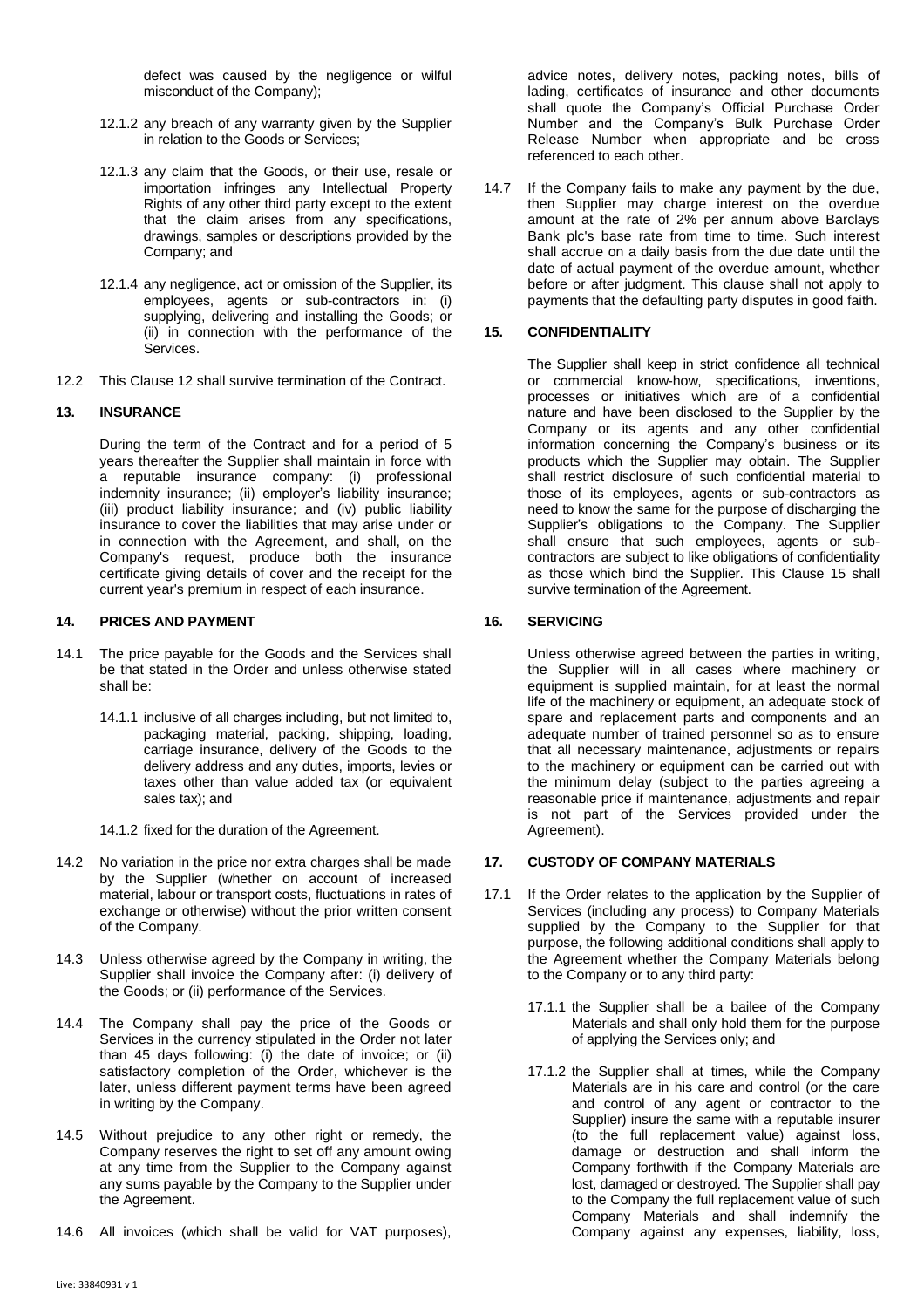defect was caused by the negligence or wilful misconduct of the Company);

12.1.2 any breach of any warranty given by the Supplier in relation to the Goods or Services;

12.1.3 any claim that the Goods, or their use, resale or importation infringes any Intellectual Property Rights of any other third party except to the extent that the claim arises from any specifications, drawings, samples or descriptions provided by the Company; and

12.1.4 any negligence, act or omission of the Supplier, its employees, agents or sub-contractors in: (i) supplying, delivering and installing the Goods; or (ii) in connection with the performance of the Services.

12.2 This Clause 12 shall survive termination of the Contract.

## 13. INSURANCE

During the term of the Contract and for a period of 5 years thereafter the Supplier shall maintain in force with a reputable insurance company: (i) professional indemnity insurance; (ii) employer's liability insurance; (iii) product liability insurance; and (iv) public liability insurance to cover the liabilities that may arise under or in connection with the Agreement, and shall, on the Company's request, produce both the insurance certificate giving details of cover and the receipt for the current year's premium in respect of each insurance.

## 14. PRICES AND PAYMENT

14.1 The price payable for the Goods and the Services shall be that stated in the Order and unless otherwise stated shall be:

14.1.1 inclusive of all charges including, but not limited to, packaging material, packing, shipping, loading, carriage insurance, delivery of the Goods to the delivery address and any duties, imports, levies or taxes other than value added tax (or equivalent sales tax); and

14.1.2 fixed for the duration of the Agreement.

14.2 No variation in the price nor extra charges shall be made by the Supplier (whether on account of increased material, labour or transport costs, fluctuations in rates of exchange or otherwise) without the prior written consent of the Company.

14.3 Unless otherwise agreed by the Company in writing, the Supplier shall invoice the Company after: (i) delivery of the Goods; or (ii) performance of the Services.

14.4 The Company shall pay the price of the Goods or Services in the currency stipulated in the Order not later than 45 days following: (i) the date of invoice; or (ii) satisfactory completion of the Order, whichever is the later, unless different payment terms have been agreed in writing by the Company.

14.5 Without prejudice to any other right or remedy, the Company reserves the right to set off any amount owing at any time from the Supplier to the Company against any sums payable by the Company to the Supplier under the Agreement.

14.6 All invoices (which shall be valid for VAT purposes), advice notes, delivery notes, packing notes, bills of lading, certificates of insurance and other documents shall quote the Company's Official Purchase Order Number and the Company's Bulk Purchase Order Release Number when appropriate and be cross referenced to each other.

14.7 If the Company fails to make any payment by the due, then Supplier may charge interest on the overdue amount at the rate of 2% per annum above Barclays Bank plc's base rate from time to time. Such interest shall accrue on a daily basis from the due date until the date of actual payment of the overdue amount, whether before or after judgment. This clause shall not apply to payments that the defaulting party disputes in good faith.

## 15. CONFIDENTIALITY

The Supplier shall keep in strict confidence all technical or commercial know-how, specifications, inventions, processes or initiatives which are of a confidential nature and have been disclosed to the Supplier by the Company or its agents and any other confidential information concerning the Company's business or its products which the Supplier may obtain. The Supplier shall restrict disclosure of such confidential material to those of its employees, agents or sub-contractors as need to know the same for the purpose of discharging the Supplier's obligations to the Company. The Supplier shall ensure that such employees, agents or sub-contractors are subject to like obligations of confidentiality as those which bind the Supplier. This Clause 15 shall survive termination of the Agreement.

## 16. SERVICING

Unless otherwise agreed between the parties in writing, the Supplier will in all cases where machinery or equipment is supplied maintain, for at least the normal life of the machinery or equipment, an adequate stock of spare and replacement parts and components and an adequate number of trained personnel so as to ensure that all necessary maintenance, adjustments or repairs to the machinery or equipment can be carried out with the minimum delay (subject to the parties agreeing a reasonable price if maintenance, adjustments and repair is not part of the Services provided under the Agreement).

## 17. CUSTODY OF COMPANY MATERIALS

17.1 If the Order relates to the application by the Supplier of Services (including any process) to Company Materials supplied by the Company to the Supplier for that purpose, the following additional conditions shall apply to the Agreement whether the Company Materials belong to the Company or to any third party:

17.1.1 the Supplier shall be a bailee of the Company Materials and shall only hold them for the purpose of applying the Services only; and

17.1.2 the Supplier shall at times, while the Company Materials are in his care and control (or the care and control of any agent or contractor to the Supplier) insure the same with a reputable insurer (to the full replacement value) against loss, damage or destruction and shall inform the Company forthwith if the Company Materials are lost, damaged or destroyed. The Supplier shall pay to the Company the full replacement value of such Company Materials and shall indemnify the Company against any expenses, liability, loss,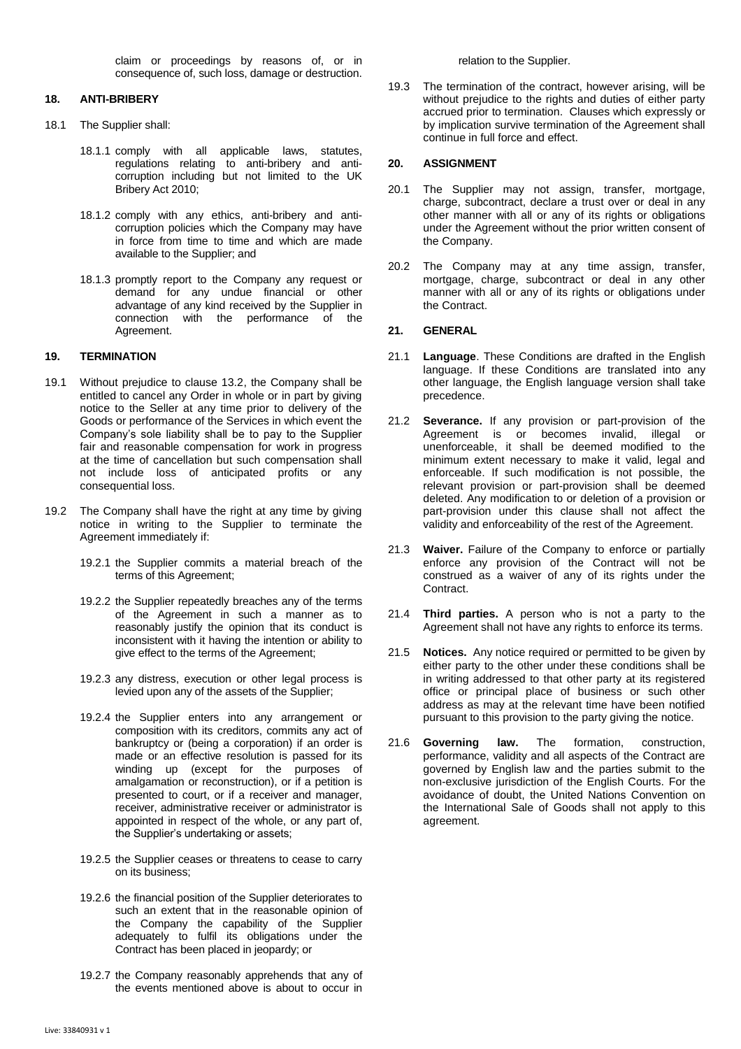claim or proceedings by reasons of, or in consequence of, such loss, damage or destruction.

## 18. ANTI-BRIBERY

18.1 The Supplier shall:

18.1.1 comply with all applicable laws, statutes, regulations relating to anti-bribery and anti-corruption including but not limited to the UK Bribery Act 2010;

18.1.2 comply with any ethics, anti-bribery and anti-corruption policies which the Company may have in force from time to time and which are made available to the Supplier; and

18.1.3 promptly report to the Company any request or demand for any undue financial or other advantage of any kind received by the Supplier in connection with the performance of the Agreement.

## 19. TERMINATION

19.1 Without prejudice to clause 13.2, the Company shall be entitled to cancel any Order in whole or in part by giving notice to the Seller at any time prior to delivery of the Goods or performance of the Services in which event the Company's sole liability shall be to pay to the Supplier fair and reasonable compensation for work in progress at the time of cancellation but such compensation shall not include loss of anticipated profits or any consequential loss.

19.2 The Company shall have the right at any time by giving notice in writing to the Supplier to terminate the Agreement immediately if:

19.2.1 the Supplier commits a material breach of the terms of this Agreement;

19.2.2 the Supplier repeatedly breaches any of the terms of the Agreement in such a manner as to reasonably justify the opinion that its conduct is inconsistent with it having the intention or ability to give effect to the terms of the Agreement;

19.2.3 any distress, execution or other legal process is levied upon any of the assets of the Supplier;

19.2.4 the Supplier enters into any arrangement or composition with its creditors, commits any act of bankruptcy or (being a corporation) if an order is made or an effective resolution is passed for its winding up (except for the purposes of amalgamation or reconstruction), or if a petition is presented to court, or if a receiver and manager, receiver, administrative receiver or administrator is appointed in respect of the whole, or any part of, the Supplier's undertaking or assets;

19.2.5 the Supplier ceases or threatens to cease to carry on its business;

19.2.6 the financial position of the Supplier deteriorates to such an extent that in the reasonable opinion of the Company the capability of the Supplier adequately to fulfil its obligations under the Contract has been placed in jeopardy; or

19.2.7 the Company reasonably apprehends that any of the events mentioned above is about to occur in relation to the Supplier.

19.3 The termination of the contract, however arising, will be without prejudice to the rights and duties of either party accrued prior to termination. Clauses which expressly or by implication survive termination of the Agreement shall continue in full force and effect.

## 20. ASSIGNMENT

20.1 The Supplier may not assign, transfer, mortgage, charge, subcontract, declare a trust over or deal in any other manner with all or any of its rights or obligations under the Agreement without the prior written consent of the Company.

20.2 The Company may at any time assign, transfer, mortgage, charge, subcontract or deal in any other manner with all or any of its rights or obligations under the Contract.

## 21. GENERAL

21.1 **Language**. These Conditions are drafted in the English language. If these Conditions are translated into any other language, the English language version shall take precedence.

21.2 **Severance.** If any provision or part-provision of the Agreement is or becomes invalid, illegal or unenforceable, it shall be deemed modified to the minimum extent necessary to make it valid, legal and enforceable. If such modification is not possible, the relevant provision or part-provision shall be deemed deleted. Any modification to or deletion of a provision or part-provision under this clause shall not affect the validity and enforceability of the rest of the Agreement.

21.3 **Waiver.** Failure of the Company to enforce or partially enforce any provision of the Contract will not be construed as a waiver of any of its rights under the Contract.

21.4 **Third parties.** A person who is not a party to the Agreement shall not have any rights to enforce its terms.

21.5 **Notices.** Any notice required or permitted to be given by either party to the other under these conditions shall be in writing addressed to that other party at its registered office or principal place of business or such other address as may at the relevant time have been notified pursuant to this provision to the party giving the notice.

21.6 **Governing law.** The formation, construction, performance, validity and all aspects of the Contract are governed by English law and the parties submit to the non-exclusive jurisdiction of the English Courts. For the avoidance of doubt, the United Nations Convention on the International Sale of Goods shall not apply to this agreement.